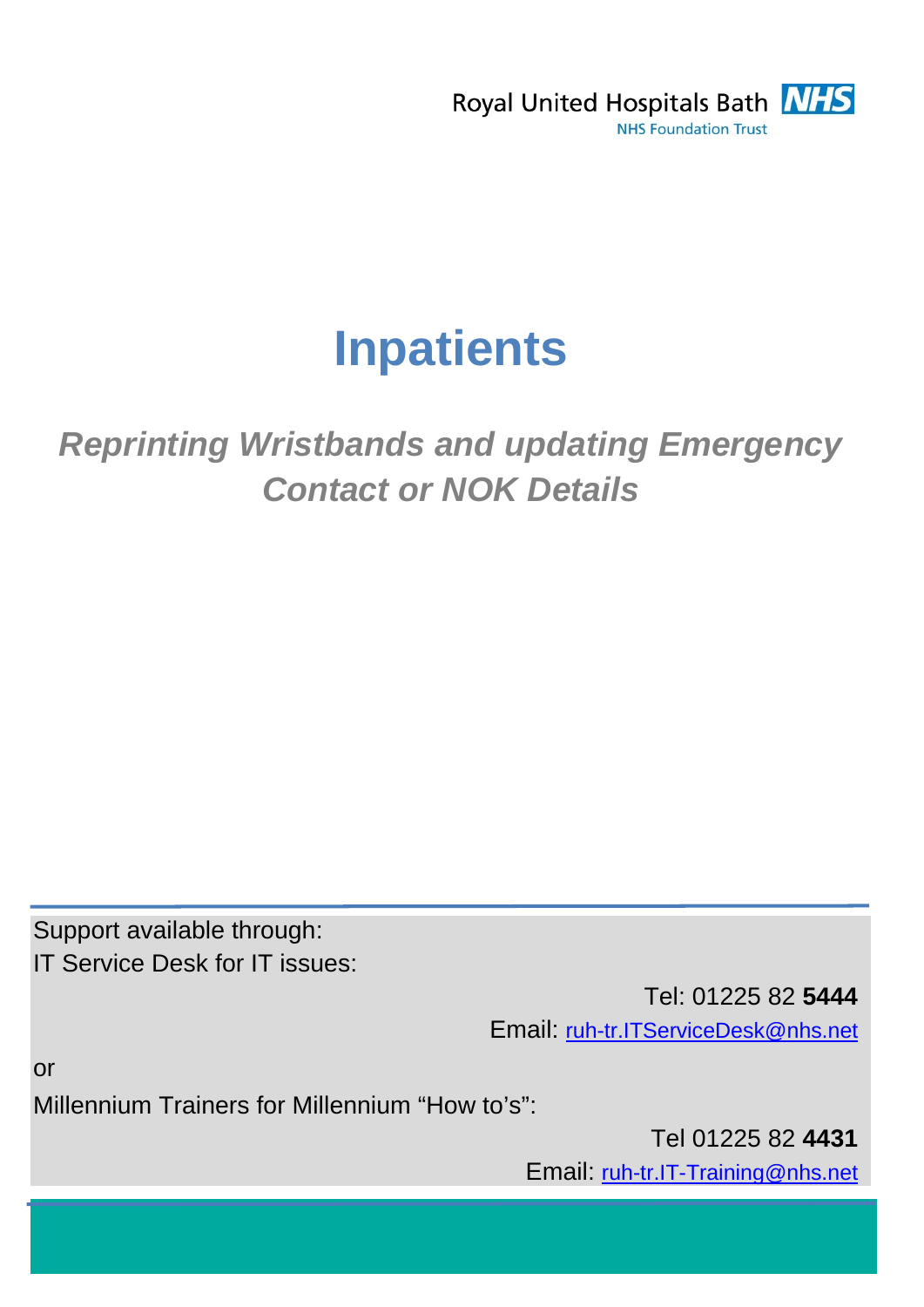Royal United Hospitals Bath NHS

NHS Foundation Trust

# Inpatients

## *Reprinting Wristbands and updating Emergency Contact or NOK Details*

Support available through:

IT Service Desk for IT issues:

Tel: 01225 82 **5444**

Email: ruh-tr.ITServiceDesk@nhs.net

or

Millennium Trainers for Millennium "How to's":

Tel 01225 82 **4431**

Email: ruh-tr.IT-Training@nhs.net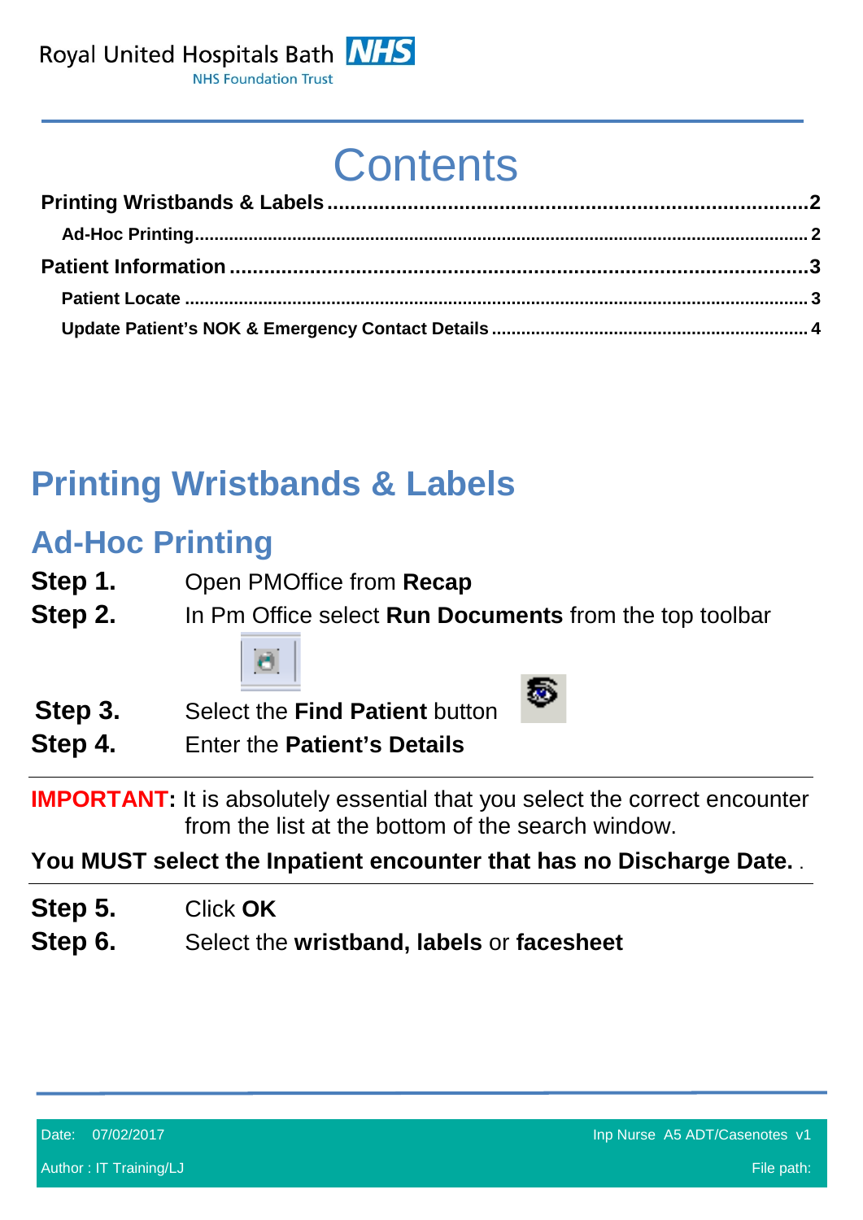# Contents

**Printing Wristbands & Labels** .......... **2**

**Ad-Hoc Printing** .......... **2**

**Patient Information** .......... **3**

**Patient Locate** .......... **3**

**Update Patient's NOK & Emergency Contact Details** .......... **4**

# Printing Wristbands & Labels

## Ad-Hoc Printing

**Step 1.** Open PMOffice from **Recap**

**Step 2.** In Pm Office select **Run Documents** from the top toolbar

**Step 3.** Select the **Find Patient** button

**Step 4.** Enter the **Patient's Details**

---

**IMPORTANT:** It is absolutely essential that you select the correct encounter from the list at the bottom of the search window.

**You MUST select the Inpatient encounter that has no Discharge Date.** .

---

**Step 5.** Click **OK**

**Step 6.** Select the **wristband, labels** or **facesheet**

Date: 07/02/2017 Inp Nurse A5 ADT/Casenotes v1

Author : IT Training/LJ File path: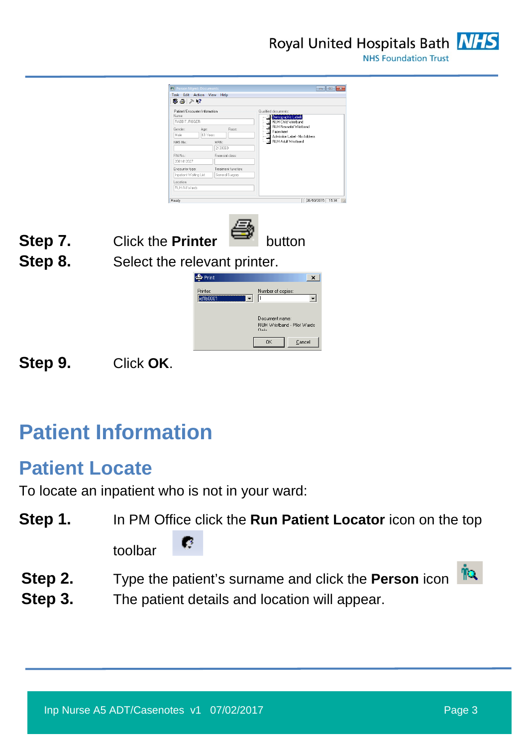**Step 7.** Click the **Printer** button

**Step 8.** Select the relevant printer.

**Step 9.** Click **OK**.

# Patient Information

## Patient Locate

To locate an inpatient who is not in your ward:

**Step 1.** In PM Office click the **Run Patient Locator** icon on the top toolbar

**Step 2.** Type the patient's surname and click the **Person** icon

**Step 3.** The patient details and location will appear.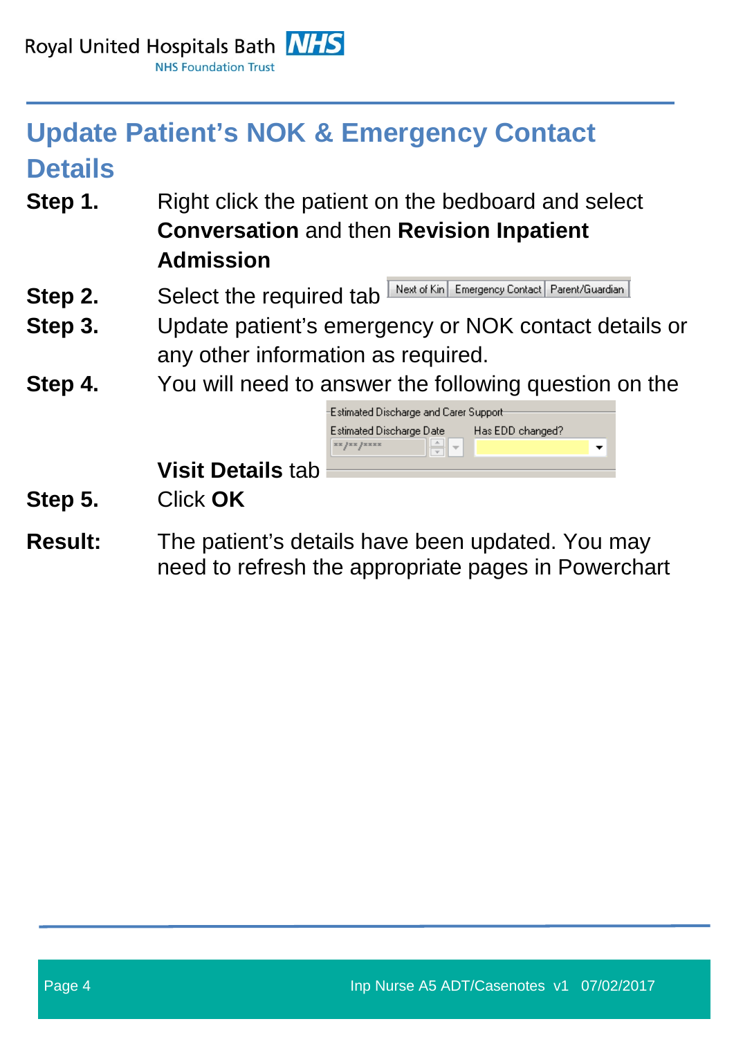Royal United Hospitals Bath NHS

NHS Foundation Trust

## Update Patient's NOK & Emergency Contact Details

**Step 1.** Right click the patient on the bedboard and select **Conversation** and then **Revision Inpatient Admission**

**Step 2.** Select the required tab Next of Kin | Emergency Contact | Parent/Guardian

**Step 3.** Update patient's emergency or NOK contact details or any other information as required.

**Step 4.** You will need to answer the following question on the **Visit Details** tab

Estimated Discharge and Carer Support
Estimated Discharge Date
Has EDD changed?

**Step 5.** Click **OK**

**Result:** The patient's details have been updated. You may need to refresh the appropriate pages in Powerchart

Inp Nurse A5 ADT/Casenotes v1 07/02/2017